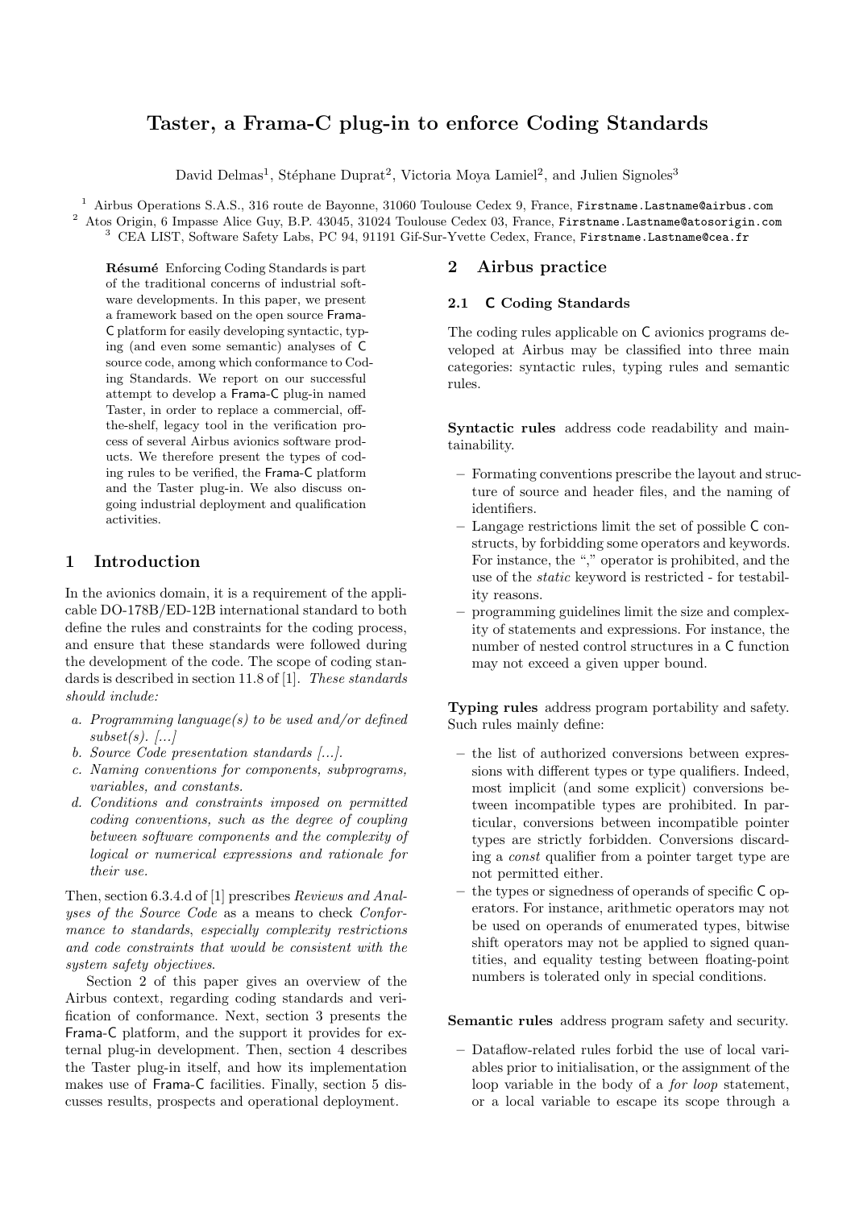# Taster, a Frama-C plug-in to enforce Coding Standards

David Delmas[1], Stéphane Duprat[2], Victoria Moya Lamiel[2], and Julien Signoles[3]

[1] Airbus Operations S.A.S., 316 route de Bayonne, 31060 Toulouse Cedex 9, France, Firstname.Lastname@airbus.com
[2] Atos Origin, 6 Impasse Alice Guy, B.P. 43045, 31024 Toulouse Cedex 03, France, Firstname.Lastname@atosorigin.com
[3] CEA LIST, Software Safety Labs, PC 94, 91191 Gif-Sur-Yvette Cedex, France, Firstname.Lastname@cea.fr

**Résumé** Enforcing Coding Standards is part of the traditional concerns of industrial software developments. In this paper, we present a framework based on the open source Frama-C platform for easily developing syntactic, typing (and even some semantic) analyses of C source code, among which conformance to Coding Standards. We report on our successful attempt to develop a Frama-C plug-in named Taster, in order to replace a commercial, off-the-shelf, legacy tool in the verification process of several Airbus avionics software products. We therefore present the types of coding rules to be verified, the Frama-C platform and the Taster plug-in. We also discuss ongoing industrial deployment and qualification activities.

## 1 Introduction

In the avionics domain, it is a requirement of the applicable DO-178B/ED-12B international standard to both define the rules and constraints for the coding process, and ensure that these standards were followed during the development of the code. The scope of coding standards is described in section 11.8 of [1]. *These standards should include:*

*a. Programming language(s) to be used and/or defined subset(s). [...]*
*b. Source Code presentation standards [...].*
*c. Naming conventions for components, subprograms, variables, and constants.*
*d. Conditions and constraints imposed on permitted coding conventions, such as the degree of coupling between software components and the complexity of logical or numerical expressions and rationale for their use.*

Then, section 6.3.4.d of [1] prescribes *Reviews and Analyses of the Source Code* as a means to check *Conformance to standards, especially complexity restrictions and code constraints that would be consistent with the system safety objectives*.

Section 2 of this paper gives an overview of the Airbus context, regarding coding standards and verification of conformance. Next, section 3 presents the Frama-C platform, and the support it provides for external plug-in development. Then, section 4 describes the Taster plug-in itself, and how its implementation makes use of Frama-C facilities. Finally, section 5 discusses results, prospects and operational deployment.

## 2 Airbus practice

### 2.1 C Coding Standards

The coding rules applicable on C avionics programs developed at Airbus may be classified into three main categories: syntactic rules, typing rules and semantic rules.

**Syntactic rules** address code readability and maintainability.

- Formating conventions prescribe the layout and structure of source and header files, and the naming of identifiers.
- Langage restrictions limit the set of possible C constructs, by forbidding some operators and keywords. For instance, the "," operator is prohibited, and the use of the *static* keyword is restricted - for testability reasons.
- programming guidelines limit the size and complexity of statements and expressions. For instance, the number of nested control structures in a C function may not exceed a given upper bound.

**Typing rules** address program portability and safety. Such rules mainly define:

- the list of authorized conversions between expressions with different types or type qualifiers. Indeed, most implicit (and some explicit) conversions between incompatible types are prohibited. In particular, conversions between incompatible pointer types are strictly forbidden. Conversions discarding a *const* qualifier from a pointer target type are not permitted either.
- the types or signedness of operands of specific C operators. For instance, arithmetic operators may not be used on operands of enumerated types, bitwise shift operators may not be applied to signed quantities, and equality testing between floating-point numbers is tolerated only in special conditions.

**Semantic rules** address program safety and security.

- Dataflow-related rules forbid the use of local variables prior to initialisation, or the assignment of the loop variable in the body of a *for loop* statement, or a local variable to escape its scope through a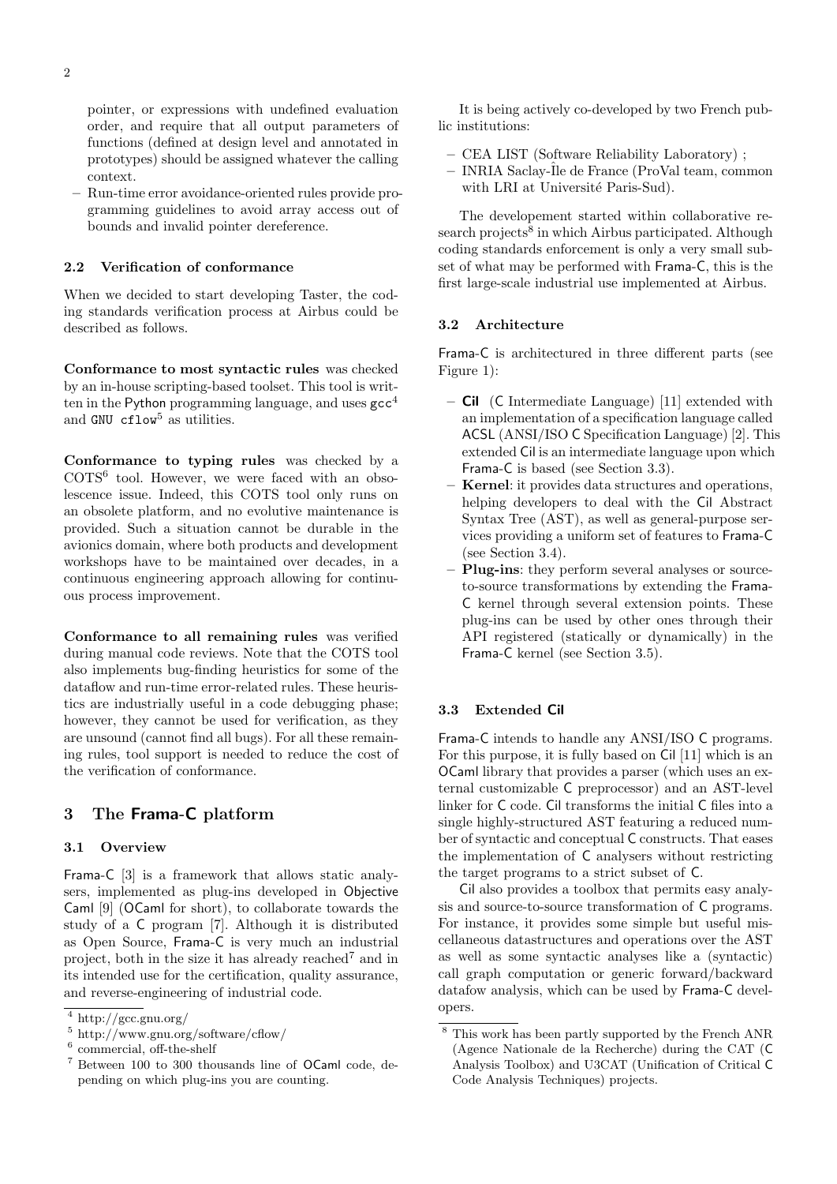pointer, or expressions with undefined evaluation order, and require that all output parameters of functions (defined at design level and annotated in prototypes) should be assigned whatever the calling context.
- Run-time error avoidance-oriented rules provide programming guidelines to avoid array access out of bounds and invalid pointer dereference.

### 2.2 Verification of conformance

When we decided to start developing Taster, the coding standards verification process at Airbus could be described as follows.

**Conformance to most syntactic rules** was checked by an in-house scripting-based toolset. This tool is written in the Python programming language, and uses gcc[4] and GNU cflow[5] as utilities.

**Conformance to typing rules** was checked by a COTS[6] tool. However, we were faced with an obsolescence issue. Indeed, this COTS tool only runs on an obsolete platform, and no evolutive maintenance is provided. Such a situation cannot be durable in the avionics domain, where both products and development workshops have to be maintained over decades, in a continuous engineering approach allowing for continuous process improvement.

**Conformance to all remaining rules** was verified during manual code reviews. Note that the COTS tool also implements bug-finding heuristics for some of the dataflow and run-time error-related rules. These heuristics are industrially useful in a code debugging phase; however, they cannot be used for verification, as they are unsound (cannot find all bugs). For all these remaining rules, tool support is needed to reduce the cost of the verification of conformance.

## 3 The Frama-C platform

### 3.1 Overview

Frama-C [3] is a framework that allows static analysers, implemented as plug-ins developed in Objective Caml [9] (OCaml for short), to collaborate towards the study of a C program [7]. Although it is distributed as Open Source, Frama-C is very much an industrial project, both in the size it has already reached[7] and in its intended use for the certification, quality assurance, and reverse-engineering of industrial code.

It is being actively co-developed by two French public institutions:

- CEA LIST (Software Reliability Laboratory) ;
- INRIA Saclay-Île de France (ProVal team, common with LRI at Université Paris-Sud).

The developement started within collaborative research projects[8] in which Airbus participated. Although coding standards enforcement is only a very small subset of what may be performed with Frama-C, this is the first large-scale industrial use implemented at Airbus.

### 3.2 Architecture

Frama-C is architectured in three different parts (see Figure 1):

- **Cil** (C Intermediate Language) [11] extended with an implementation of a specification language called ACSL (ANSI/ISO C Specification Language) [2]. This extended Cil is an intermediate language upon which Frama-C is based (see Section 3.3).
- **Kernel**: it provides data structures and operations, helping developers to deal with the Cil Abstract Syntax Tree (AST), as well as general-purpose services providing a uniform set of features to Frama-C (see Section 3.4).
- **Plug-ins**: they perform several analyses or source-to-source transformations by extending the Frama-C kernel through several extension points. These plug-ins can be used by other ones through their API registered (statically or dynamically) in the Frama-C kernel (see Section 3.5).

### 3.3 Extended Cil

Frama-C intends to handle any ANSI/ISO C programs. For this purpose, it is fully based on Cil [11] which is an OCaml library that provides a parser (which uses an external customizable C preprocessor) and an AST-level linker for C code. Cil transforms the initial C files into a single highly-structured AST featuring a reduced number of syntactic and conceptual C constructs. That eases the implementation of C analysers without restricting the target programs to a strict subset of C.

Cil also provides a toolbox that permits easy analysis and source-to-source transformation of C programs. For instance, it provides some simple but useful miscellaneous datastructures and operations over the AST as well as some syntactic analyses like a (syntactic) call graph computation or generic forward/backward datafow analysis, which can be used by Frama-C developers.

[4] http://gcc.gnu.org/

[5] http://www.gnu.org/software/cflow/

[6] commercial, off-the-shelf

[7] Between 100 to 300 thousands line of OCaml code, depending on which plug-ins you are counting.

[8] This work has been partly supported by the French ANR (Agence Nationale de la Recherche) during the CAT (C Analysis Toolbox) and U3CAT (Unification of Critical C Code Analysis Techniques) projects.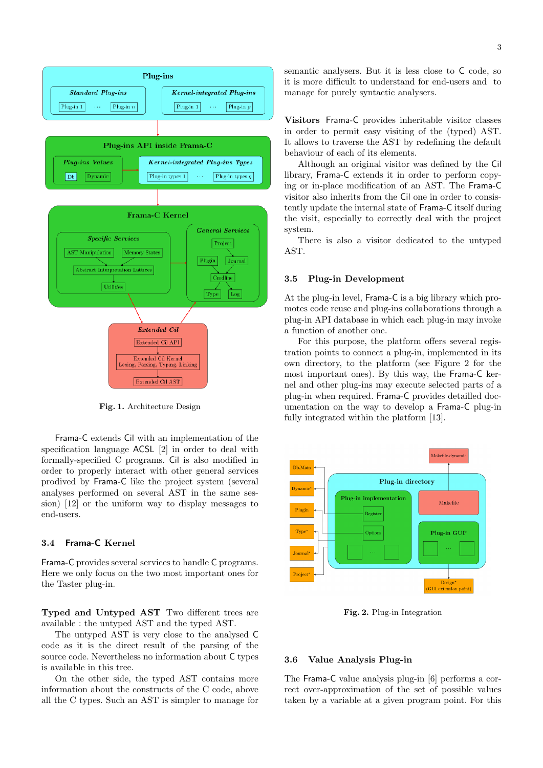Fig. 1. Architecture Design

Frama-C extends Cil with an implementation of the specification language ACSL [2] in order to deal with formally-specified C programs. Cil is also modified in order to properly interact with other general services prodived by Frama-C like the project system (several analyses performed on several AST in the same session) [12] or the uniform way to display messages to end-users.

### 3.4 Frama-C Kernel

Frama-C provides several services to handle C programs. Here we only focus on the two most important ones for the Taster plug-in.

**Typed and Untyped AST** Two different trees are available : the untyped AST and the typed AST.

The untyped AST is very close to the analysed C code as it is the direct result of the parsing of the source code. Nevertheless no information about C types is available in this tree.

On the other side, the typed AST contains more information about the constructs of the C code, above all the C types. Such an AST is simpler to manage for semantic analysers. But it is less close to C code, so it is more difficult to understand for end-users and to manage for purely syntactic analysers.

**Visitors** Frama-C provides inheritable visitor classes in order to permit easy visiting of the (typed) AST. It allows to traverse the AST by redefining the default behaviour of each of its elements.

Although an original visitor was defined by the Cil library, Frama-C extends it in order to perform copying or in-place modification of an AST. The Frama-C visitor also inherits from the Cil one in order to consistently update the internal state of Frama-C itself during the visit, especially to correctly deal with the project system.

There is also a visitor dedicated to the untyped AST.

### 3.5 Plug-in Development

At the plug-in level, Frama-C is a big library which promotes code reuse and plug-ins collaborations through a plug-in API database in which each plug-in may invoke a function of another one.

For this purpose, the platform offers several registration points to connect a plug-in, implemented in its own directory, to the platform (see Figure 2 for the most important ones). By this way, the Frama-C kernel and other plug-ins may execute selected parts of a plug-in when required. Frama-C provides detailled documentation on the way to develop a Frama-C plug-in fully integrated within the platform [13].

Fig. 2. Plug-in Integration

### 3.6 Value Analysis Plug-in

The Frama-C value analysis plug-in [6] performs a correct over-approximation of the set of possible values taken by a variable at a given program point. For this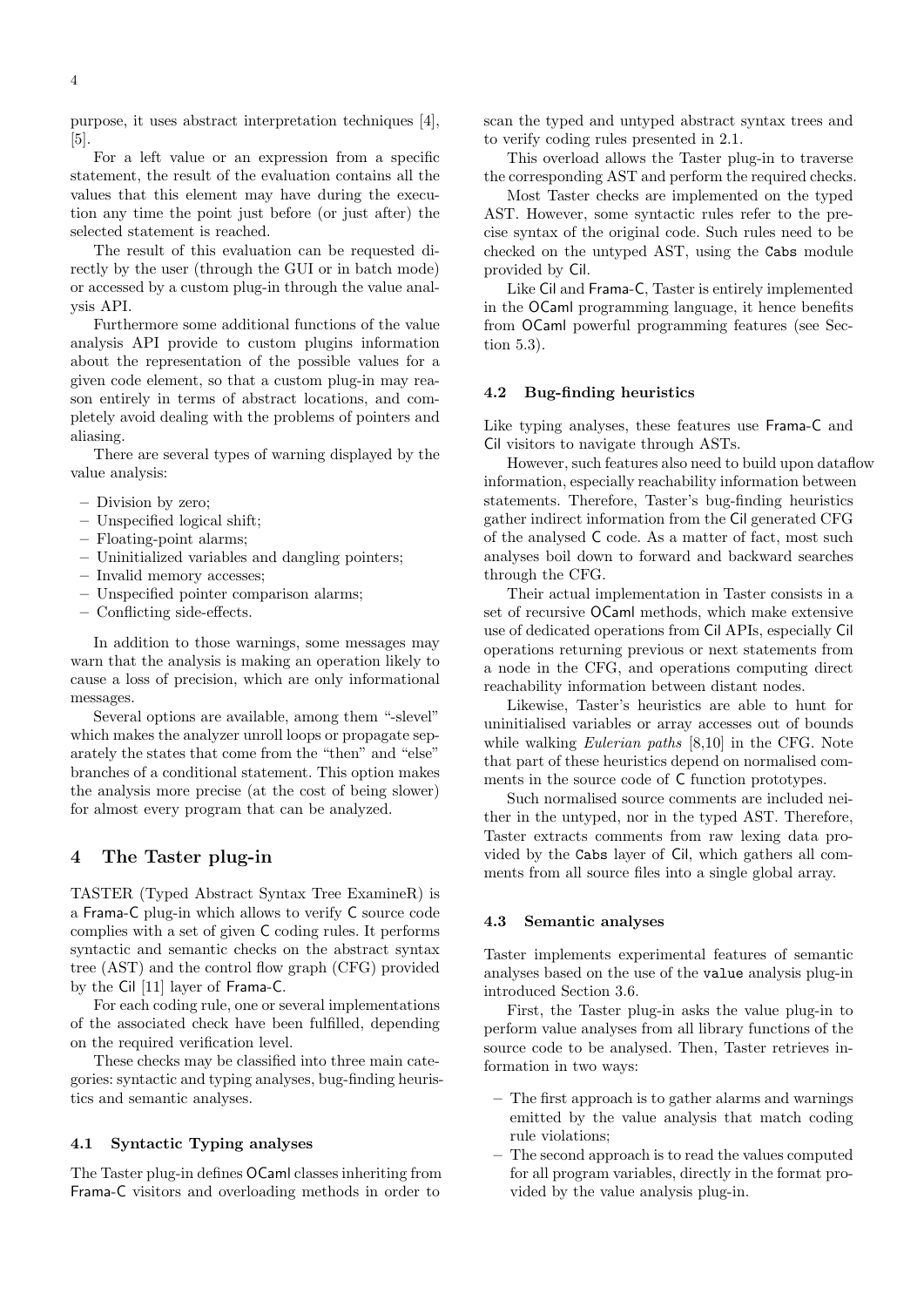purpose, it uses abstract interpretation techniques [4], [5].

For a left value or an expression from a specific statement, the result of the evaluation contains all the values that this element may have during the execution any time the point just before (or just after) the selected statement is reached.

The result of this evaluation can be requested directly by the user (through the GUI or in batch mode) or accessed by a custom plug-in through the value analysis API.

Furthermore some additional functions of the value analysis API provide to custom plugins information about the representation of the possible values for a given code element, so that a custom plug-in may reason entirely in terms of abstract locations, and completely avoid dealing with the problems of pointers and aliasing.

There are several types of warning displayed by the value analysis:

- Division by zero;
- Unspecified logical shift;
- Floating-point alarms;
- Uninitialized variables and dangling pointers;
- Invalid memory accesses;
- Unspecified pointer comparison alarms;
- Conflicting side-effects.

In addition to those warnings, some messages may warn that the analysis is making an operation likely to cause a loss of precision, which are only informational messages.

Several options are available, among them "-slevel" which makes the analyzer unroll loops or propagate separately the states that come from the "then" and "else" branches of a conditional statement. This option makes the analysis more precise (at the cost of being slower) for almost every program that can be analyzed.

## 4 The Taster plug-in

TASTER (Typed Abstract Syntax Tree ExamineR) is a Frama-C plug-in which allows to verify C source code complies with a set of given C coding rules. It performs syntactic and semantic checks on the abstract syntax tree (AST) and the control flow graph (CFG) provided by the Cil [11] layer of Frama-C.

For each coding rule, one or several implementations of the associated check have been fulfilled, depending on the required verification level.

These checks may be classified into three main categories: syntactic and typing analyses, bug-finding heuristics and semantic analyses.

### 4.1 Syntactic Typing analyses

The Taster plug-in defines OCaml classes inheriting from Frama-C visitors and overloading methods in order to scan the typed and untyped abstract syntax trees and to verify coding rules presented in 2.1.

This overload allows the Taster plug-in to traverse the corresponding AST and perform the required checks.

Most Taster checks are implemented on the typed AST. However, some syntactic rules refer to the precise syntax of the original code. Such rules need to be checked on the untyped AST, using the `Cabs` module provided by Cil.

Like Cil and Frama-C, Taster is entirely implemented in the OCaml programming language, it hence benefits from OCaml powerful programming features (see Section 5.3).

### 4.2 Bug-finding heuristics

Like typing analyses, these features use Frama-C and Cil visitors to navigate through ASTs.

However, such features also need to build upon dataflow information, especially reachability information between statements. Therefore, Taster's bug-finding heuristics gather indirect information from the Cil generated CFG of the analysed C code. As a matter of fact, most such analyses boil down to forward and backward searches through the CFG.

Their actual implementation in Taster consists in a set of recursive OCaml methods, which make extensive use of dedicated operations from Cil APIs, especially Cil operations returning previous or next statements from a node in the CFG, and operations computing direct reachability information between distant nodes.

Likewise, Taster's heuristics are able to hunt for uninitialised variables or array accesses out of bounds while walking *Eulerian paths* [8,10] in the CFG. Note that part of these heuristics depend on normalised comments in the source code of C function prototypes.

Such normalised source comments are included neither in the untyped, nor in the typed AST. Therefore, Taster extracts comments from raw lexing data provided by the `Cabs` layer of Cil, which gathers all comments from all source files into a single global array.

### 4.3 Semantic analyses

Taster implements experimental features of semantic analyses based on the use of the `value` analysis plug-in introduced Section 3.6.

First, the Taster plug-in asks the value plug-in to perform value analyses from all library functions of the source code to be analysed. Then, Taster retrieves information in two ways:

- The first approach is to gather alarms and warnings emitted by the value analysis that match coding rule violations;
- The second approach is to read the values computed for all program variables, directly in the format provided by the value analysis plug-in.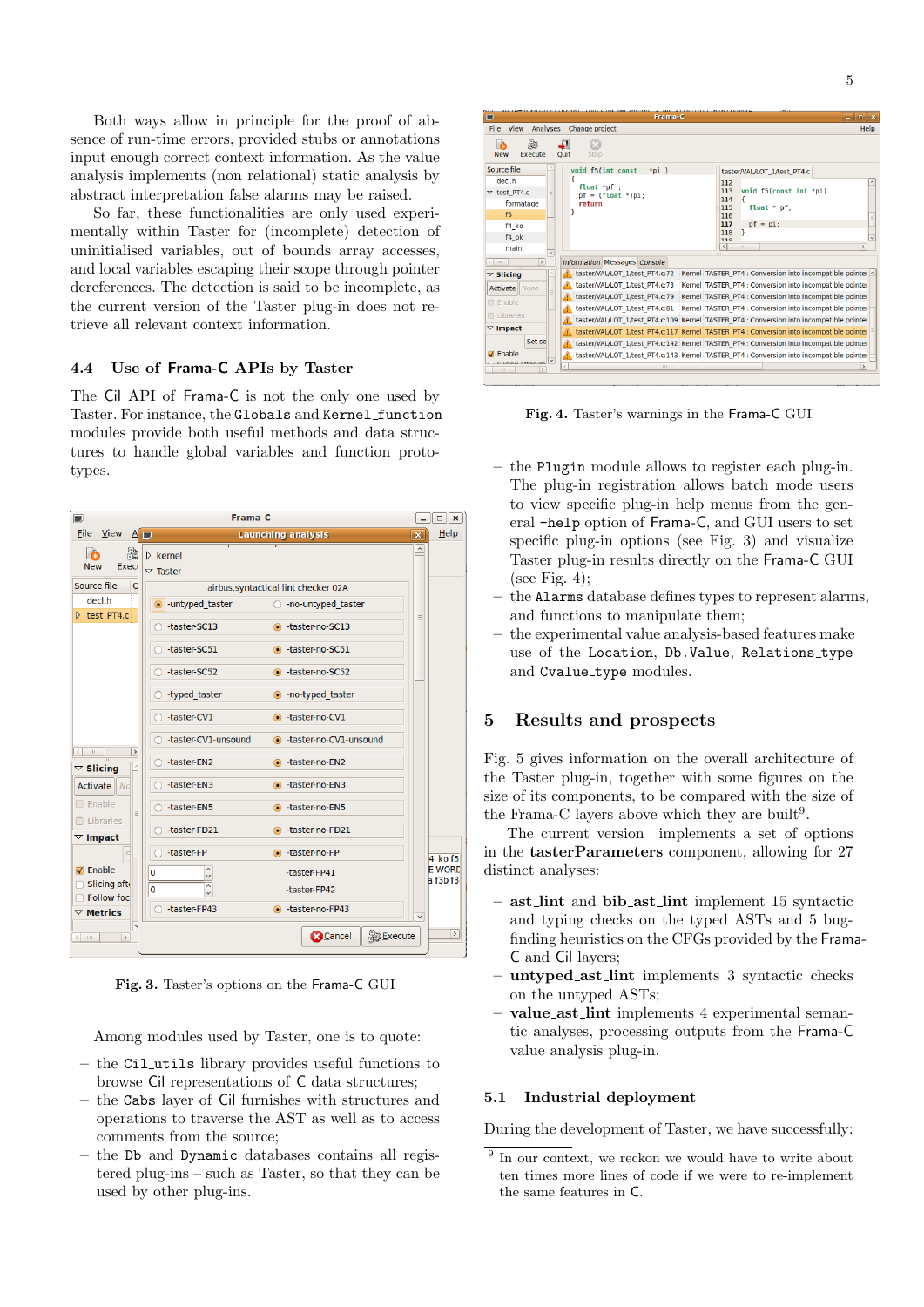Both ways allow in principle for the proof of absence of run-time errors, provided stubs or annotations input enough correct context information. As the value analysis implements (non relational) static analysis by abstract interpretation false alarms may be raised.

So far, these functionalities are only used experimentally within Taster for (incomplete) detection of uninitialised variables, out of bounds array accesses, and local variables escaping their scope through pointer dereferences. The detection is said to be incomplete, as the current version of the Taster plug-in does not retrieve all relevant context information.

### 4.4 Use of Frama-C APIs by Taster

The Cil API of Frama-C is not the only one used by Taster. For instance, the `Globals` and `Kernel_function` modules provide both useful methods and data structures to handle global variables and function prototypes.

Fig. 3. Taster's options on the Frama-C GUI

Among modules used by Taster, one is to quote:

- the `Cil_utils` library provides useful functions to browse Cil representations of C data structures;
- the `Cabs` layer of Cil furnishes with structures and operations to traverse the AST as well as to access comments from the source;
- the `Db` and `Dynamic` databases contains all registered plug-ins – such as Taster, so that they can be used by other plug-ins.

Fig. 4. Taster's warnings in the Frama-C GUI

- the `Plugin` module allows to register each plug-in. The plug-in registration allows batch mode users to view specific plug-in help menus from the general `-help` option of Frama-C, and GUI users to set specific plug-in options (see Fig. 3) and visualize Taster plug-in results directly on the Frama-C GUI (see Fig. 4);
- the `Alarms` database defines types to represent alarms, and functions to manipulate them;
- the experimental value analysis-based features make use of the `Location`, `Db.Value`, `Relations_type` and `Cvalue_type` modules.

## 5 Results and prospects

Fig. 5 gives information on the overall architecture of the Taster plug-in, together with some figures on the size of its components, to be compared with the size of the Frama-C layers above which they are built[9].

The current version implements a set of options in the **tasterParameters** component, allowing for 27 distinct analyses:

- **ast_lint** and **bib_ast_lint** implement 15 syntactic and typing checks on the typed ASTs and 5 bug-finding heuristics on the CFGs provided by the Frama-C and Cil layers;
- **untyped_ast_lint** implements 3 syntactic checks on the untyped ASTs;
- **value_ast_lint** implements 4 experimental semantic analyses, processing outputs from the Frama-C value analysis plug-in.

### 5.1 Industrial deployment

During the development of Taster, we have successfully:

[9] In our context, we reckon we would have to write about ten times more lines of code if we were to re-implement the same features in C.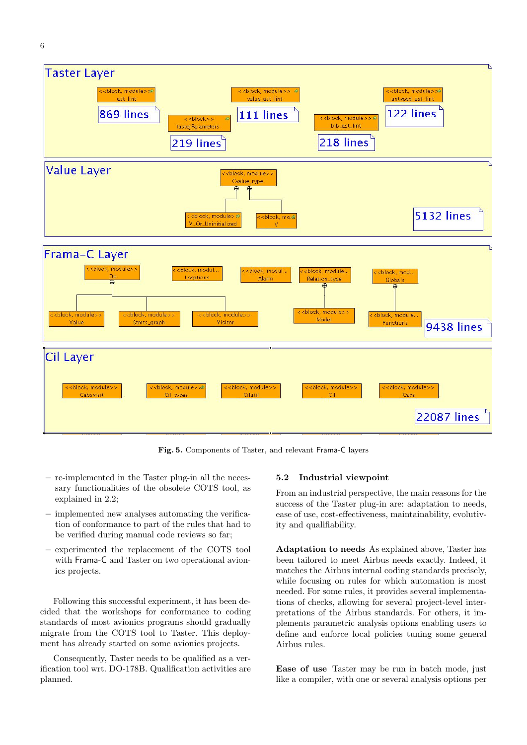Taster Layer

<<block, module>> ast_lint — 869 lines
<<block>> tasterParameters — 219 lines
<<block, module>> value_ast_lint — 111 lines
<<block, module>> bib_ast_lint — 218 lines
<<block, module>> untyped_ast_lint — 122 lines

Value Layer

<<block, module>> Cvalue_type
<<block, module>> V_Or_Uninitialized
<<block, module>> V
5132 lines

Frama-C Layer

<<block, module>> Db
<<block, module>> Locations
<<block, module>> Alarm
<<block, module>> Relation_type
<<block, module>> Globals
<<block, module>> Value
<<block, module>> Stmts_graph
<<block, module>> Visitor
<<block, module>> Model
<<block, module>> Functions
9438 lines

Cil Layer

<<block, module>> Cabsvisit
<<block, module>> Cil_types
<<block, module>> Cilutil
<<block, module>> Cil
<<block, module>> Cabs
22087 lines

**Fig. 5.** Components of Taster, and relevant Frama-C layers

- re-implemented in the Taster plug-in all the necessary functionalities of the obsolete COTS tool, as explained in 2.2;
- implemented new analyses automating the verification of conformance to part of the rules that had to be verified during manual code reviews so far;
- experimented the replacement of the COTS tool with Frama-C and Taster on two operational avionics projects.

Following this successful experiment, it has been decided that the workshops for conformance to coding standards of most avionics programs should gradually migrate from the COTS tool to Taster. This deployment has already started on some avionics projects.

Consequently, Taster needs to be qualified as a verification tool wrt. DO-178B. Qualification activities are planned.

### 5.2 Industrial viewpoint

From an industrial perspective, the main reasons for the success of the Taster plug-in are: adaptation to needs, ease of use, cost-effectiveness, maintainability, evolutivity and qualifiability.

**Adaptation to needs** As explained above, Taster has been tailored to meet Airbus needs exactly. Indeed, it matches the Airbus internal coding standards precisely, while focusing on rules for which automation is most needed. For some rules, it provides several implementations of checks, allowing for several project-level interpretations of the Airbus standards. For others, it implements parametric analysis options enabling users to define and enforce local policies tuning some general Airbus rules.

**Ease of use** Taster may be run in batch mode, just like a compiler, with one or several analysis options per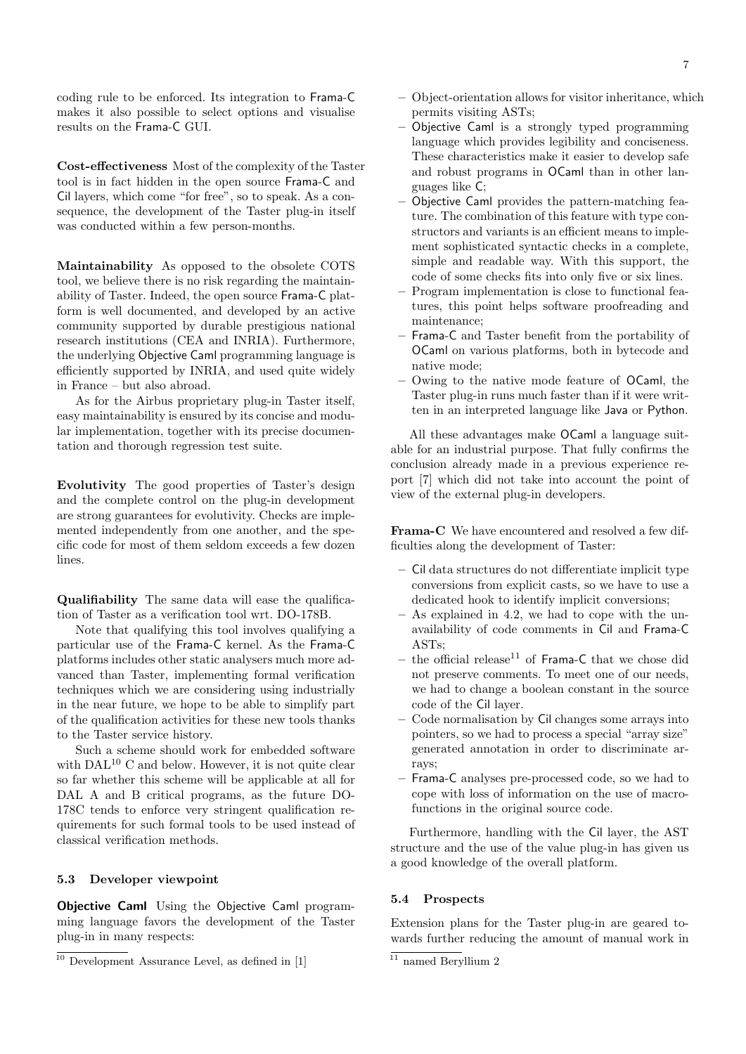coding rule to be enforced. Its integration to Frama-C makes it also possible to select options and visualise results on the Frama-C GUI.

**Cost-effectiveness** Most of the complexity of the Taster tool is in fact hidden in the open source Frama-C and Cil layers, which come "for free", so to speak. As a consequence, the development of the Taster plug-in itself was conducted within a few person-months.

**Maintainability** As opposed to the obsolete COTS tool, we believe there is no risk regarding the maintainability of Taster. Indeed, the open source Frama-C platform is well documented, and developed by an active community supported by durable prestigious national research institutions (CEA and INRIA). Furthermore, the underlying Objective Caml programming language is efficiently supported by INRIA, and used quite widely in France – but also abroad.

As for the Airbus proprietary plug-in Taster itself, easy maintainability is ensured by its concise and modular implementation, together with its precise documentation and thorough regression test suite.

**Evolutivity** The good properties of Taster's design and the complete control on the plug-in development are strong guarantees for evolutivity. Checks are implemented independently from one another, and the specific code for most of them seldom exceeds a few dozen lines.

**Qualifiability** The same data will ease the qualification of Taster as a verification tool wrt. DO-178B.

Note that qualifying this tool involves qualifying a particular use of the Frama-C kernel. As the Frama-C platforms includes other static analysers much more advanced than Taster, implementing formal verification techniques which we are considering using industrially in the near future, we hope to be able to simplify part of the qualification activities for these new tools thanks to the Taster service history.

Such a scheme should work for embedded software with DAL[10] C and below. However, it is not quite clear so far whether this scheme will be applicable at all for DAL A and B critical programs, as the future DO-178C tends to enforce very stringent qualification requirements for such formal tools to be used instead of classical verification methods.

### 5.3 Developer viewpoint

**Objective Caml** Using the Objective Caml programming language favors the development of the Taster plug-in in many respects:

- Object-orientation allows for visitor inheritance, which permits visiting ASTs;
- Objective Caml is a strongly typed programming language which provides legibility and conciseness. These characteristics make it easier to develop safe and robust programs in OCaml than in other languages like C;
- Objective Caml provides the pattern-matching feature. The combination of this feature with type constructors and variants is an efficient means to implement sophisticated syntactic checks in a complete, simple and readable way. With this support, the code of some checks fits into only five or six lines.
- Program implementation is close to functional features, this point helps software proofreading and maintenance;
- Frama-C and Taster benefit from the portability of OCaml on various platforms, both in bytecode and native mode;
- Owing to the native mode feature of OCaml, the Taster plug-in runs much faster than if it were written in an interpreted language like Java or Python.

All these advantages make OCaml a language suitable for an industrial purpose. That fully confirms the conclusion already made in a previous experience report [7] which did not take into account the point of view of the external plug-in developers.

**Frama-C** We have encountered and resolved a few difficulties along the development of Taster:

- Cil data structures do not differentiate implicit type conversions from explicit casts, so we have to use a dedicated hook to identify implicit conversions;
- As explained in 4.2, we had to cope with the unavailability of code comments in Cil and Frama-C ASTs;
- the official release[11] of Frama-C that we chose did not preserve comments. To meet one of our needs, we had to change a boolean constant in the source code of the Cil layer.
- Code normalisation by Cil changes some arrays into pointers, so we had to process a special "array size" generated annotation in order to discriminate arrays;
- Frama-C analyses pre-processed code, so we had to cope with loss of information on the use of macro-functions in the original source code.

Furthermore, handling with the Cil layer, the AST structure and the use of the value plug-in has given us a good knowledge of the overall platform.

### 5.4 Prospects

Extension plans for the Taster plug-in are geared towards further reducing the amount of manual work in

[10] Development Assurance Level, as defined in [1]

[11] named Beryllium 2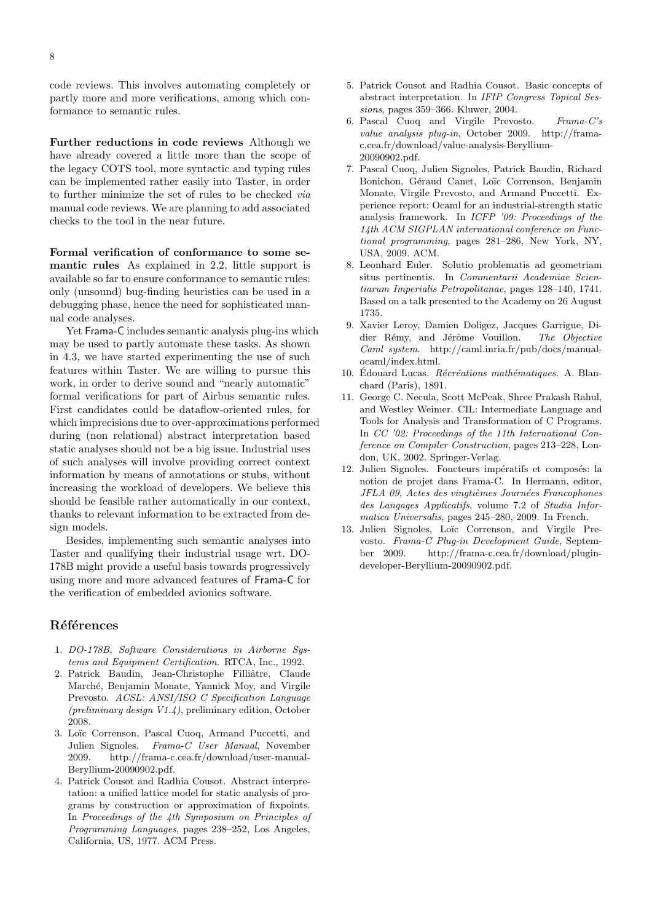code reviews. This involves automating completely or partly more and more verifications, among which conformance to semantic rules.

**Further reductions in code reviews** Although we have already covered a little more than the scope of the legacy COTS tool, more syntactic and typing rules can be implemented rather easily into Taster, in order to further minimize the set of rules to be checked *via* manual code reviews. We are planning to add associated checks to the tool in the near future.

**Formal verification of conformance to some semantic rules** As explained in 2.2, little support is available so far to ensure conformance to semantic rules: only (unsound) bug-finding heuristics can be used in a debugging phase, hence the need for sophisticated manual code analyses.

Yet Frama-C includes semantic analysis plug-ins which may be used to partly automate these tasks. As shown in 4.3, we have started experimenting the use of such features within Taster. We are willing to pursue this work, in order to derive sound and "nearly automatic" formal verifications for part of Airbus semantic rules. First candidates could be dataflow-oriented rules, for which imprecisions due to over-approximations performed during (non relational) abstract interpretation based static analyses should not be a big issue. Industrial uses of such analyses will involve providing correct context information by means of annotations or stubs, without increasing the workload of developers. We believe this should be feasible rather automatically in our context, thanks to relevant information to be extracted from design models.

Besides, implementing such semantic analyses into Taster and qualifying their industrial usage wrt. DO-178B might provide a useful basis towards progressively using more and more advanced features of Frama-C for the verification of embedded avionics software.

## Références

1. *DO-178B, Software Considerations in Airborne Systems and Equipment Certification*. RTCA, Inc., 1992.
2. Patrick Baudin, Jean-Christophe Filliâtre, Claude Marché, Benjamin Monate, Yannick Moy, and Virgile Prevosto. *ACSL: ANSI/ISO C Specification Language (preliminary design V1.4)*, preliminary edition, October 2008.
3. Loïc Correnson, Pascal Cuoq, Armand Puccetti, and Julien Signoles. *Frama-C User Manual*, November 2009. http://frama-c.cea.fr/download/user-manual-Beryllium-20090902.pdf.
4. Patrick Cousot and Radhia Cousot. Abstract interpretation: a unified lattice model for static analysis of programs by construction or approximation of fixpoints. In *Proceedings of the 4th Symposium on Principles of Programming Languages*, pages 238–252, Los Angeles, California, US, 1977. ACM Press.
5. Patrick Cousot and Radhia Cousot. Basic concepts of abstract interpretation. In *IFIP Congress Topical Sessions*, pages 359–366. Kluwer, 2004.
6. Pascal Cuoq and Virgile Prevosto. *Frama-C's value analysis plug-in*, October 2009. http://frama-c.cea.fr/download/value-analysis-Beryllium-20090902.pdf.
7. Pascal Cuoq, Julien Signoles, Patrick Baudin, Richard Bonichon, Géraud Canet, Loïc Correnson, Benjamin Monate, Virgile Prevosto, and Armand Puccetti. Experience report: Ocaml for an industrial-strength static analysis framework. In *ICFP '09: Proceedings of the 14th ACM SIGPLAN international conference on Functional programming*, pages 281–286, New York, NY, USA, 2009. ACM.
8. Leonhard Euler. Solutio problematis ad geometriam situs pertinentis. In *Commentarii Academiae Scientiarum Imperialis Petropolitanae*, pages 128–140, 1741. Based on a talk presented to the Academy on 26 August 1735.
9. Xavier Leroy, Damien Doligez, Jacques Garrigue, Didier Rémy, and Jérôme Vouillon. *The Objective Caml system*. http://caml.inria.fr/pub/docs/manual-ocaml/index.html.
10. Édouard Lucas. *Récréations mathématiques*. A. Blanchard (Paris), 1891.
11. George C. Necula, Scott McPeak, Shree Prakash Rahul, and Westley Weimer. CIL: Intermediate Language and Tools for Analysis and Transformation of C Programs. In *CC '02: Proceedings of the 11th International Conference on Compiler Construction*, pages 213–228, London, UK, 2002. Springer-Verlag.
12. Julien Signoles. Foncteurs impératifs et composés: la notion de projet dans Frama-C. In Hermann, editor, *JFLA 09, Actes des vingtièmes Journées Francophones des Langages Applicatifs*, volume 7.2 of *Studia Informatica Universalis*, pages 245–280, 2009. In French.
13. Julien Signoles, Loïc Correnson, and Virgile Prevosto. *Frama-C Plug-in Development Guide*, September 2009. http://frama-c.cea.fr/download/plugin-developer-Beryllium-20090902.pdf.